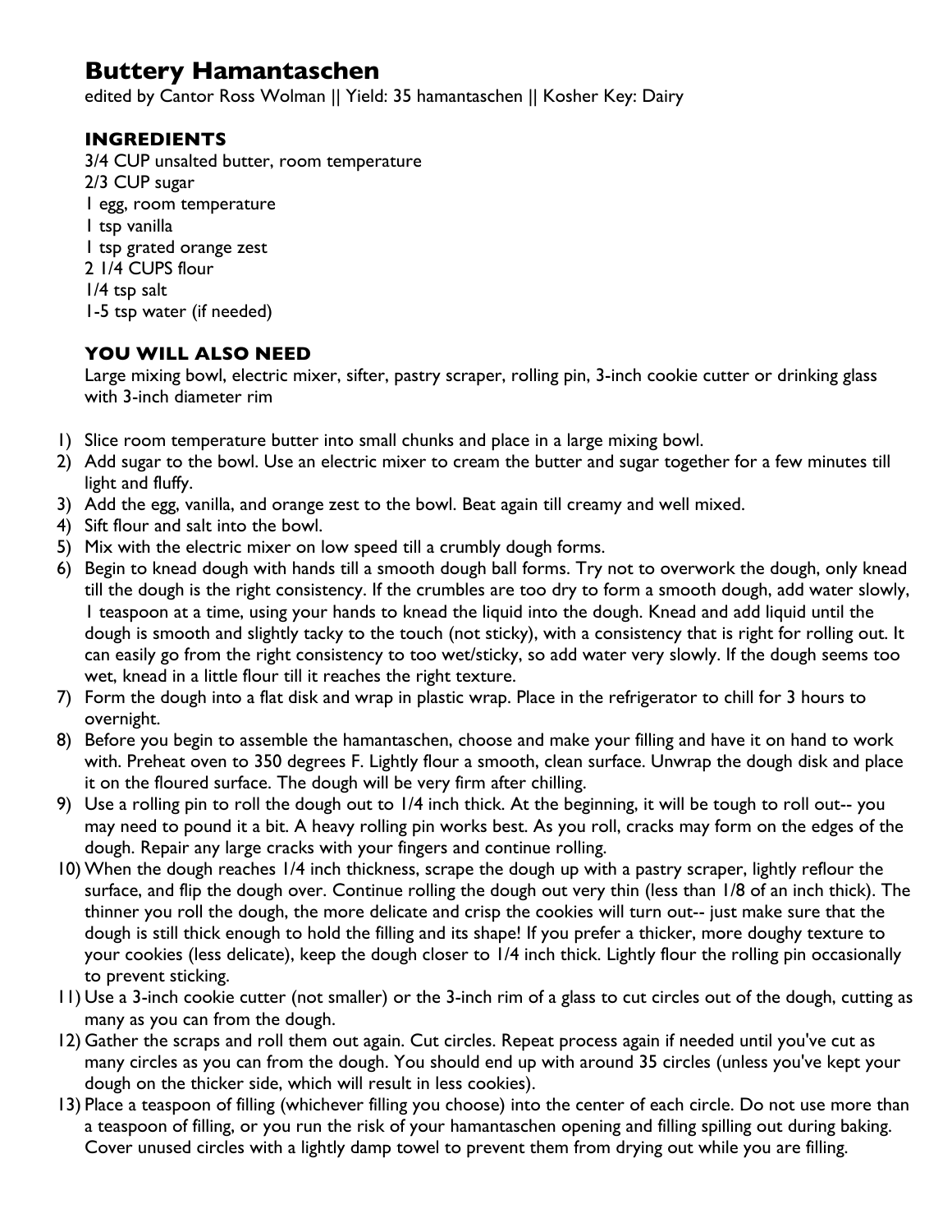# Buttery Hamantaschen

edited by Cantor Ross Wolman || Yield: 35 hamantaschen || Kosher Key: Dairy

### INGREDIENTS

3/4 CUP unsalted butter, room temperature
2/3 CUP sugar
1 egg, room temperature
1 tsp vanilla
1 tsp grated orange zest
2 1/4 CUPS flour
1/4 tsp salt
1-5 tsp water (if needed)

### YOU WILL ALSO NEED

Large mixing bowl, electric mixer, sifter, pastry scraper, rolling pin, 3-inch cookie cutter or drinking glass with 3-inch diameter rim

1) Slice room temperature butter into small chunks and place in a large mixing bowl.
2) Add sugar to the bowl. Use an electric mixer to cream the butter and sugar together for a few minutes till light and fluffy.
3) Add the egg, vanilla, and orange zest to the bowl. Beat again till creamy and well mixed.
4) Sift flour and salt into the bowl.
5) Mix with the electric mixer on low speed till a crumbly dough forms.
6) Begin to knead dough with hands till a smooth dough ball forms. Try not to overwork the dough, only knead till the dough is the right consistency. If the crumbles are too dry to form a smooth dough, add water slowly, 1 teaspoon at a time, using your hands to knead the liquid into the dough. Knead and add liquid until the dough is smooth and slightly tacky to the touch (not sticky), with a consistency that is right for rolling out. It can easily go from the right consistency to too wet/sticky, so add water very slowly. If the dough seems too wet, knead in a little flour till it reaches the right texture.
7) Form the dough into a flat disk and wrap in plastic wrap. Place in the refrigerator to chill for 3 hours to overnight.
8) Before you begin to assemble the hamantaschen, choose and make your filling and have it on hand to work with. Preheat oven to 350 degrees F. Lightly flour a smooth, clean surface. Unwrap the dough disk and place it on the floured surface. The dough will be very firm after chilling.
9) Use a rolling pin to roll the dough out to 1/4 inch thick. At the beginning, it will be tough to roll out-- you may need to pound it a bit. A heavy rolling pin works best. As you roll, cracks may form on the edges of the dough. Repair any large cracks with your fingers and continue rolling.
10) When the dough reaches 1/4 inch thickness, scrape the dough up with a pastry scraper, lightly reflour the surface, and flip the dough over. Continue rolling the dough out very thin (less than 1/8 of an inch thick). The thinner you roll the dough, the more delicate and crisp the cookies will turn out-- just make sure that the dough is still thick enough to hold the filling and its shape! If you prefer a thicker, more doughy texture to your cookies (less delicate), keep the dough closer to 1/4 inch thick. Lightly flour the rolling pin occasionally to prevent sticking.
11) Use a 3-inch cookie cutter (not smaller) or the 3-inch rim of a glass to cut circles out of the dough, cutting as many as you can from the dough.
12) Gather the scraps and roll them out again. Cut circles. Repeat process again if needed until you've cut as many circles as you can from the dough. You should end up with around 35 circles (unless you've kept your dough on the thicker side, which will result in less cookies).
13) Place a teaspoon of filling (whichever filling you choose) into the center of each circle. Do not use more than a teaspoon of filling, or you run the risk of your hamantaschen opening and filling spilling out during baking. Cover unused circles with a lightly damp towel to prevent them from drying out while you are filling.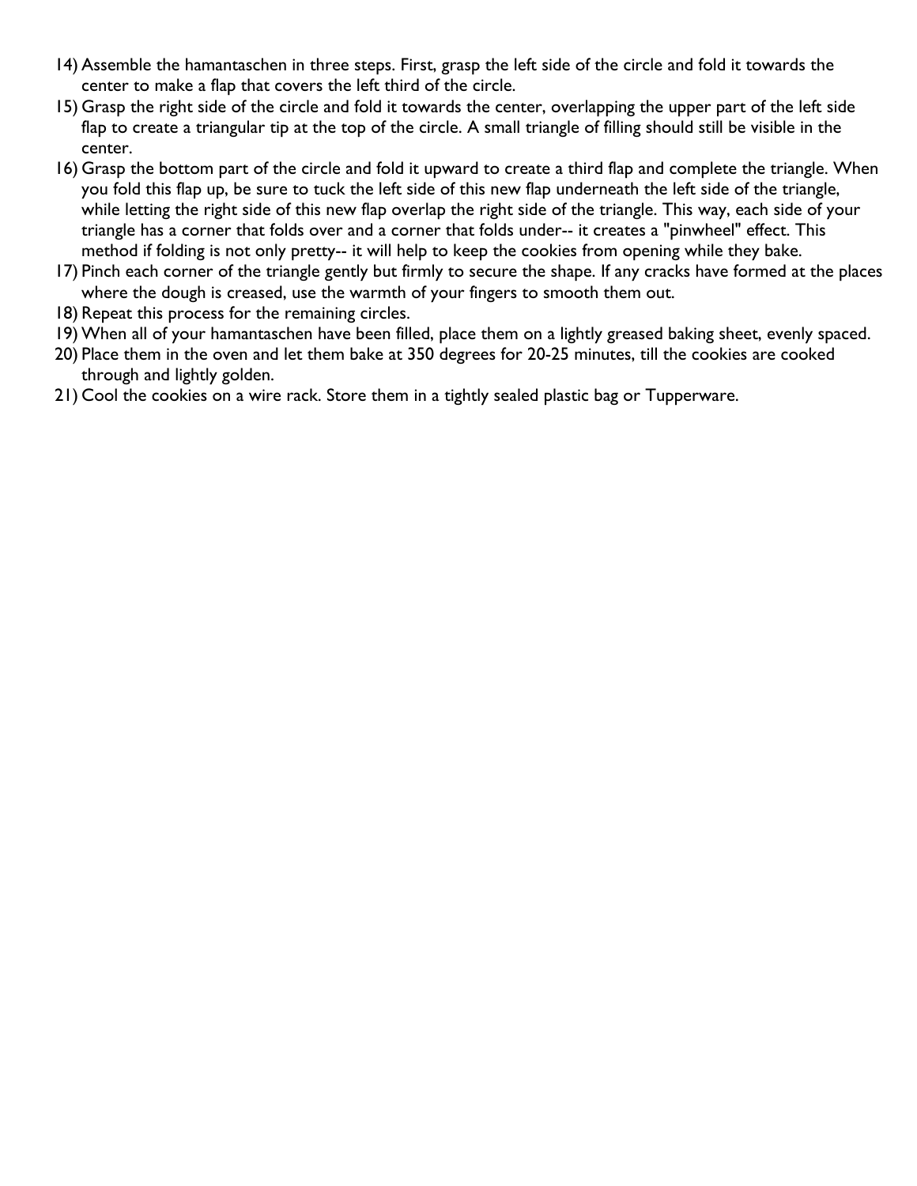14) Assemble the hamantaschen in three steps. First, grasp the left side of the circle and fold it towards the center to make a flap that covers the left third of the circle.
15) Grasp the right side of the circle and fold it towards the center, overlapping the upper part of the left side flap to create a triangular tip at the top of the circle. A small triangle of filling should still be visible in the center.
16) Grasp the bottom part of the circle and fold it upward to create a third flap and complete the triangle. When you fold this flap up, be sure to tuck the left side of this new flap underneath the left side of the triangle, while letting the right side of this new flap overlap the right side of the triangle. This way, each side of your triangle has a corner that folds over and a corner that folds under-- it creates a "pinwheel" effect. This method if folding is not only pretty-- it will help to keep the cookies from opening while they bake.
17) Pinch each corner of the triangle gently but firmly to secure the shape. If any cracks have formed at the places where the dough is creased, use the warmth of your fingers to smooth them out.
18) Repeat this process for the remaining circles.
19) When all of your hamantaschen have been filled, place them on a lightly greased baking sheet, evenly spaced.
20) Place them in the oven and let them bake at 350 degrees for 20-25 minutes, till the cookies are cooked through and lightly golden.
21) Cool the cookies on a wire rack. Store them in a tightly sealed plastic bag or Tupperware.